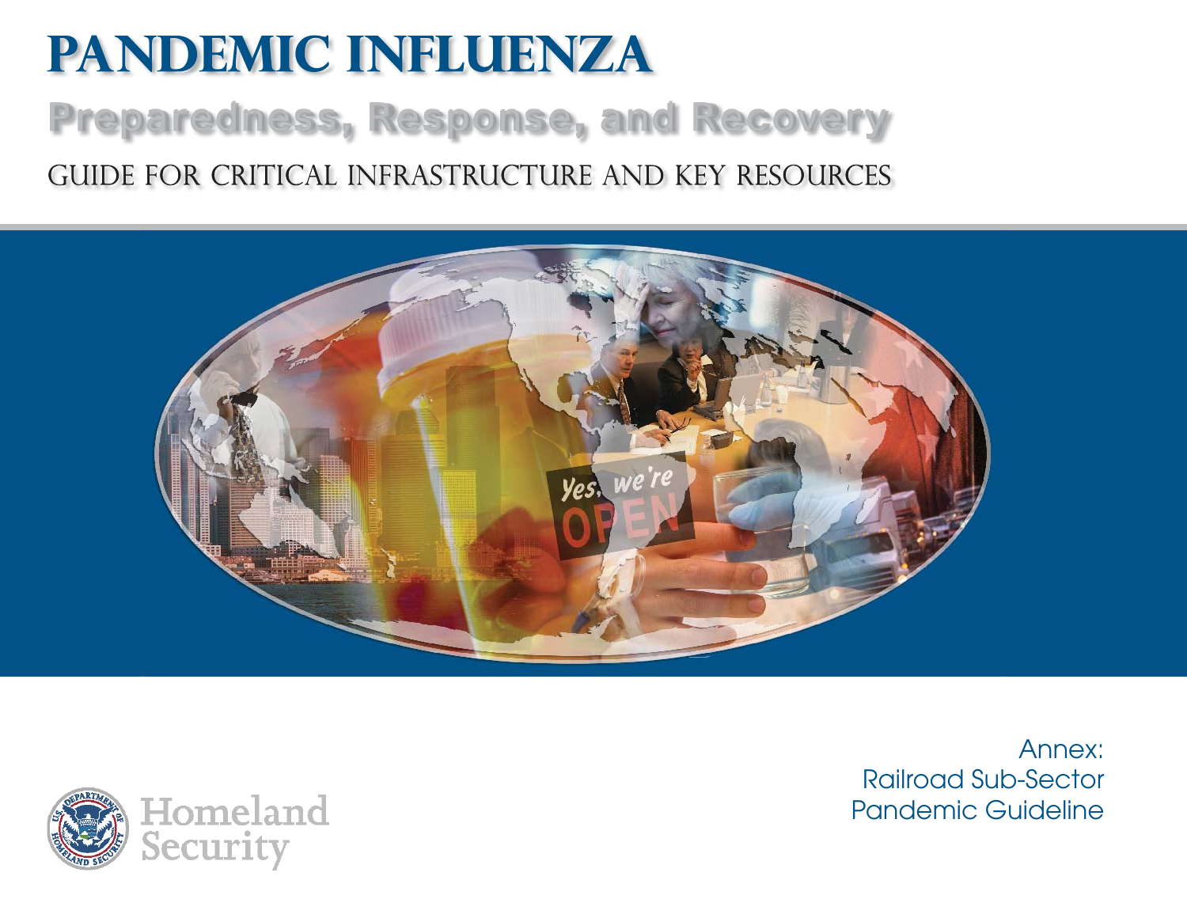# PANDEMIC INFLUENZA

## Preparedness, Response, and Recovery

### GUIDE FOR CRITICAL INFRASTRUCTURE AND KEY RESOURCES

Annex:
Railroad Sub-Sector
Pandemic Guideline

Homeland Security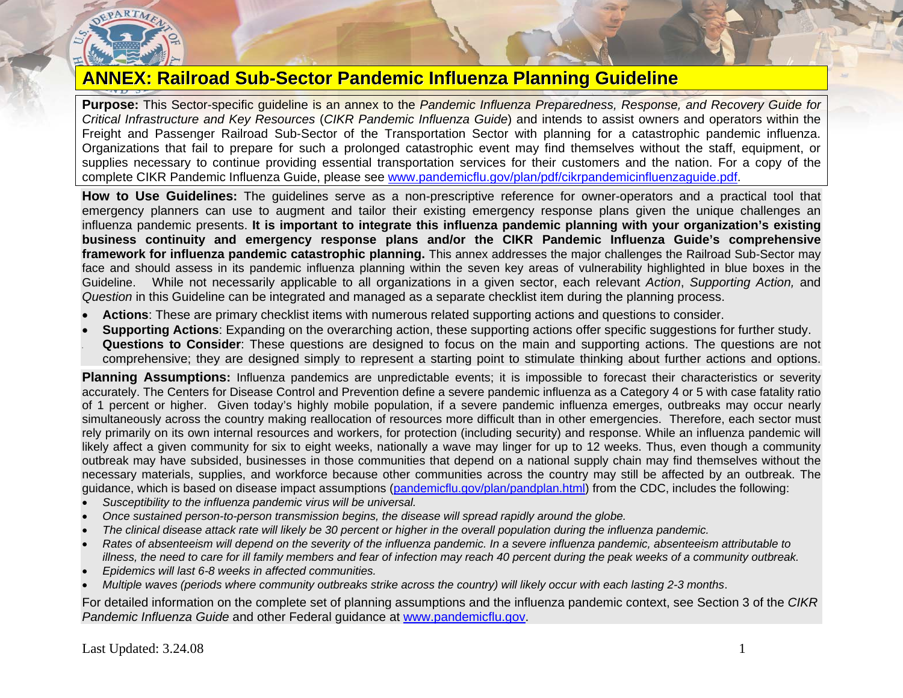# ANNEX: Railroad Sub-Sector Pandemic Influenza Planning Guideline

**Purpose:** This Sector-specific guideline is an annex to the *Pandemic Influenza Preparedness, Response, and Recovery Guide for Critical Infrastructure and Key Resources* (*CIKR Pandemic Influenza Guide*) and intends to assist owners and operators within the Freight and Passenger Railroad Sub-Sector of the Transportation Sector with planning for a catastrophic pandemic influenza. Organizations that fail to prepare for such a prolonged catastrophic event may find themselves without the staff, equipment, or supplies necessary to continue providing essential transportation services for their customers and the nation. For a copy of the complete CIKR Pandemic Influenza Guide, please see www.pandemicflu.gov/plan/pdf/cikrpandemicinfluenzaguide.pdf.

**How to Use Guidelines:** The guidelines serve as a non-prescriptive reference for owner-operators and a practical tool that emergency planners can use to augment and tailor their existing emergency response plans given the unique challenges an influenza pandemic presents. **It is important to integrate this influenza pandemic planning with your organization's existing business continuity and emergency response plans and/or the CIKR Pandemic Influenza Guide's comprehensive framework for influenza pandemic catastrophic planning.** This annex addresses the major challenges the Railroad Sub-Sector may face and should assess in its pandemic influenza planning within the seven key areas of vulnerability highlighted in blue boxes in the Guideline. While not necessarily applicable to all organizations in a given sector, each relevant *Action*, *Supporting Action,* and *Question* in this Guideline can be integrated and managed as a separate checklist item during the planning process.

- **Actions**: These are primary checklist items with numerous related supporting actions and questions to consider.
- **Supporting Actions**: Expanding on the overarching action, these supporting actions offer specific suggestions for further study.
- **Questions to Consider**: These questions are designed to focus on the main and supporting actions. The questions are not comprehensive; they are designed simply to represent a starting point to stimulate thinking about further actions and options.

**Planning Assumptions:** Influenza pandemics are unpredictable events; it is impossible to forecast their characteristics or severity accurately. The Centers for Disease Control and Prevention define a severe pandemic influenza as a Category 4 or 5 with case fatality ratio of 1 percent or higher. Given today's highly mobile population, if a severe pandemic influenza emerges, outbreaks may occur nearly simultaneously across the country making reallocation of resources more difficult than in other emergencies. Therefore, each sector must rely primarily on its own internal resources and workers, for protection (including security) and response. While an influenza pandemic will likely affect a given community for six to eight weeks, nationally a wave may linger for up to 12 weeks. Thus, even though a community outbreak may have subsided, businesses in those communities that depend on a national supply chain may find themselves without the necessary materials, supplies, and workforce because other communities across the country may still be affected by an outbreak. The guidance, which is based on disease impact assumptions (pandemicflu.gov/plan/pandplan.html) from the CDC, includes the following:

- *Susceptibility to the influenza pandemic virus will be universal.*
- *Once sustained person-to-person transmission begins, the disease will spread rapidly around the globe.*
- *The clinical disease attack rate will likely be 30 percent or higher in the overall population during the influenza pandemic.*
- *Rates of absenteeism will depend on the severity of the influenza pandemic. In a severe influenza pandemic, absenteeism attributable to illness, the need to care for ill family members and fear of infection may reach 40 percent during the peak weeks of a community outbreak.*
- *Epidemics will last 6-8 weeks in affected communities.*
- *Multiple waves (periods where community outbreaks strike across the country) will likely occur with each lasting 2-3 months*.

For detailed information on the complete set of planning assumptions and the influenza pandemic context, see Section 3 of the *CIKR Pandemic Influenza Guide* and other Federal guidance at www.pandemicflu.gov.

Last Updated: 3.24.08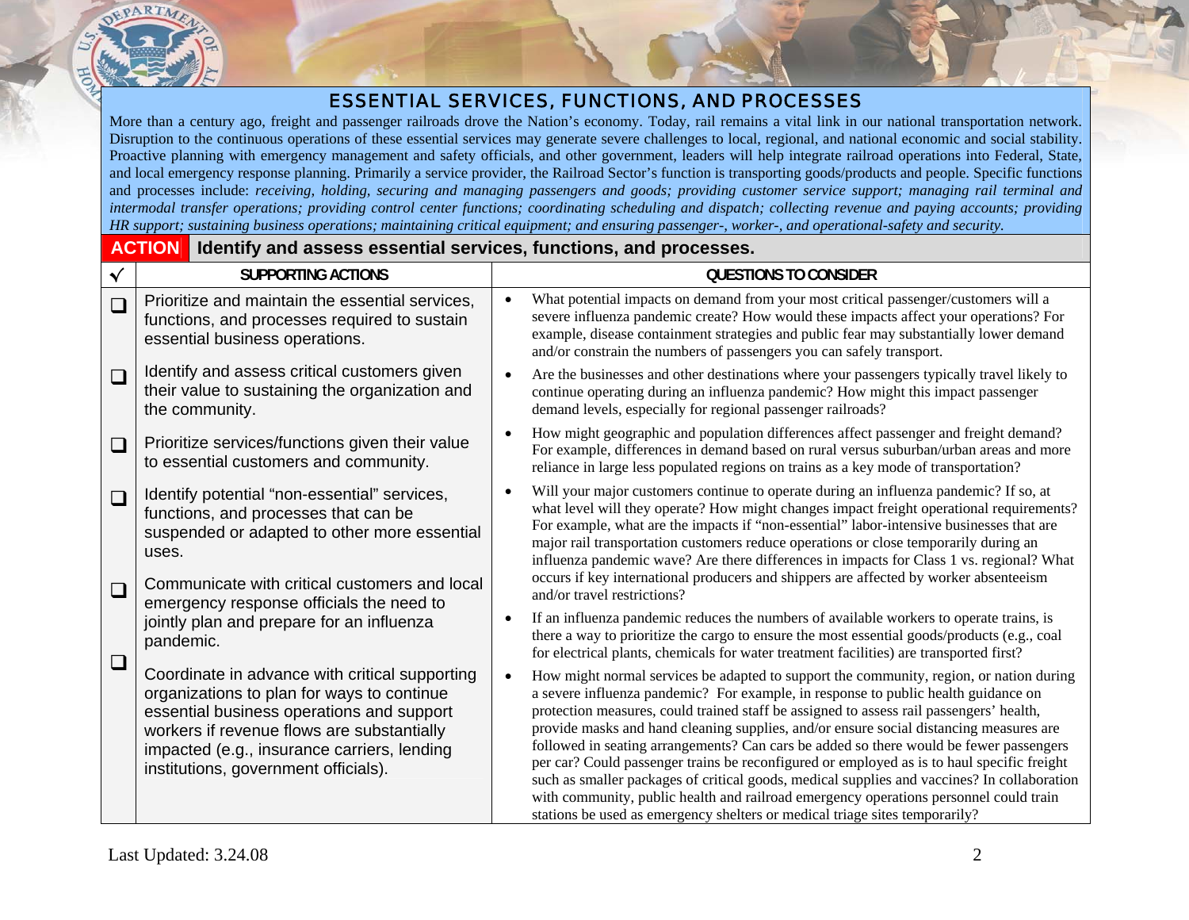## ESSENTIAL SERVICES, FUNCTIONS, AND PROCESSES

More than a century ago, freight and passenger railroads drove the Nation's economy. Today, rail remains a vital link in our national transportation network. Disruption to the continuous operations of these essential services may generate severe challenges to local, regional, and national economic and social stability. Proactive planning with emergency management and safety officials, and other government, leaders will help integrate railroad operations into Federal, State, and local emergency response planning. Primarily a service provider, the Railroad Sector's function is transporting goods/products and people. Specific functions and processes include: *receiving, holding, securing and managing passengers and goods; providing customer service support; managing rail terminal and intermodal transfer operations; providing control center functions; coordinating scheduling and dispatch; collecting revenue and paying accounts; providing HR support; sustaining business operations; maintaining critical equipment; and ensuring passenger-, worker-, and operational-safety and security.*

**ACTION** **Identify and assess essential services, functions, and processes.**

| √ | SUPPORTING ACTIONS | QUESTIONS TO CONSIDER |
|---|---|---|
| ❑ | Prioritize and maintain the essential services, functions, and processes required to sustain essential business operations. | • What potential impacts on demand from your most critical passenger/customers will a severe influenza pandemic create? How would these impacts affect your operations? For example, disease containment strategies and public fear may substantially lower demand and/or constrain the numbers of passengers you can safely transport. |
| ❑ | Identify and assess critical customers given their value to sustaining the organization and the community. | • Are the businesses and other destinations where your passengers typically travel likely to continue operating during an influenza pandemic? How might this impact passenger demand levels, especially for regional passenger railroads? |
| ❑ | Prioritize services/functions given their value to essential customers and community. | • How might geographic and population differences affect passenger and freight demand? For example, differences in demand based on rural versus suburban/urban areas and more reliance in large less populated regions on trains as a key mode of transportation? |
| ❑ | Identify potential "non-essential" services, functions, and processes that can be suspended or adapted to other more essential uses. | • Will your major customers continue to operate during an influenza pandemic? If so, at what level will they operate? How might changes impact freight operational requirements? For example, what are the impacts if "non-essential" labor-intensive businesses that are major rail transportation customers reduce operations or close temporarily during an influenza pandemic wave? Are there differences in impacts for Class 1 vs. regional? What occurs if key international producers and shippers are affected by worker absenteeism and/or travel restrictions? |
| ❑ | Communicate with critical customers and local emergency response officials the need to jointly plan and prepare for an influenza pandemic. | • If an influenza pandemic reduces the numbers of available workers to operate trains, is there a way to prioritize the cargo to ensure the most essential goods/products (e.g., coal for electrical plants, chemicals for water treatment facilities) are transported first? |
| ❑ | Coordinate in advance with critical supporting organizations to plan for ways to continue essential business operations and support workers if revenue flows are substantially impacted (e.g., insurance carriers, lending institutions, government officials). | • How might normal services be adapted to support the community, region, or nation during a severe influenza pandemic? For example, in response to public health guidance on protection measures, could trained staff be assigned to assess rail passengers' health, provide masks and hand cleaning supplies, and/or ensure social distancing measures are followed in seating arrangements? Can cars be added so there would be fewer passengers per car? Could passenger trains be reconfigured or employed as is to haul specific freight such as smaller packages of critical goods, medical supplies and vaccines? In collaboration with community, public health and railroad emergency operations personnel could train stations be used as emergency shelters or medical triage sites temporarily? |

Last Updated: 3.24.08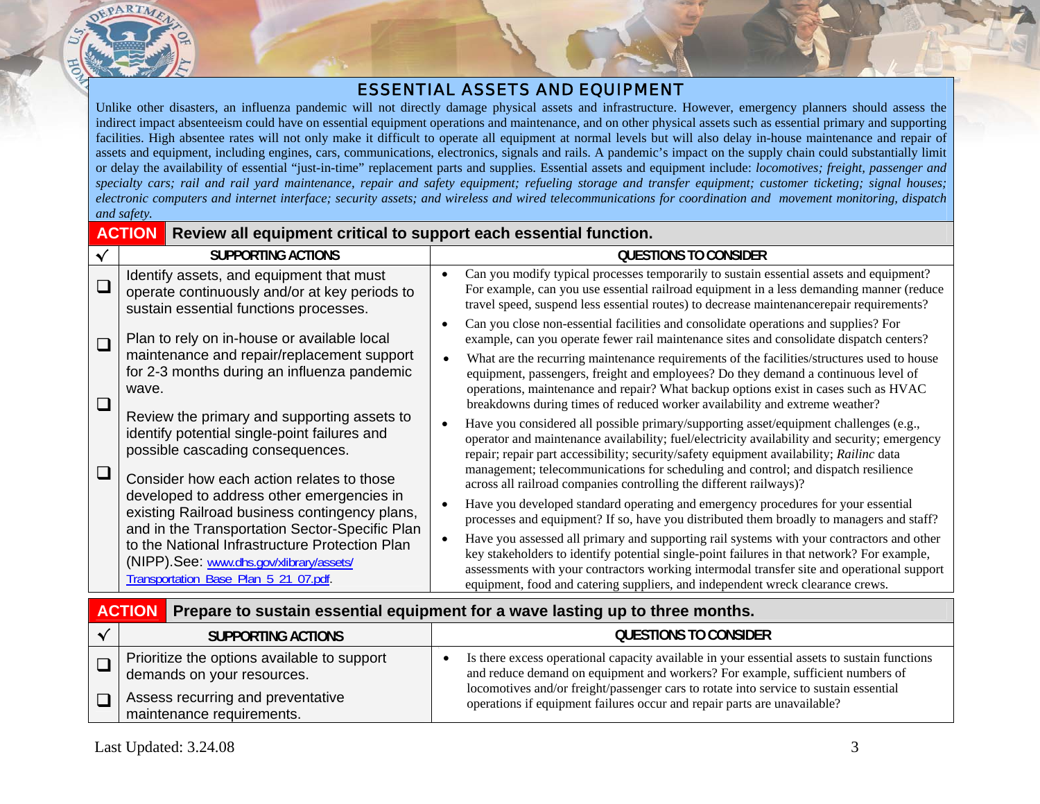# ESSENTIAL ASSETS AND EQUIPMENT

Unlike other disasters, an influenza pandemic will not directly damage physical assets and infrastructure. However, emergency planners should assess the indirect impact absenteeism could have on essential equipment operations and maintenance, and on other physical assets such as essential primary and supporting facilities. High absentee rates will not only make it difficult to operate all equipment at normal levels but will also delay in-house maintenance and repair of assets and equipment, including engines, cars, communications, electronics, signals and rails. A pandemic's impact on the supply chain could substantially limit or delay the availability of essential "just-in-time" replacement parts and supplies. Essential assets and equipment include: *locomotives; freight, passenger and specialty cars; rail and rail yard maintenance, repair and safety equipment; refueling storage and transfer equipment; customer ticketing; signal houses; electronic computers and internet interface; security assets; and wireless and wired telecommunications for coordination and movement monitoring, dispatch and safety.*

## ACTION Review all equipment critical to support each essential function.

| √ | SUPPORTING ACTIONS | QUESTIONS TO CONSIDER |
|---|---|---|
| ❑ | Identify assets, and equipment that must operate continuously and/or at key periods to sustain essential functions processes. | • Can you modify typical processes temporarily to sustain essential assets and equipment? For example, can you use essential railroad equipment in a less demanding manner (reduce travel speed, suspend less essential routes) to decrease maintenancerepair requirements?<br>• Can you close non-essential facilities and consolidate operations and supplies? For example, can you operate fewer rail maintenance sites and consolidate dispatch centers? |
| ❑ | Plan to rely on in-house or available local maintenance and repair/replacement support for 2-3 months during an influenza pandemic wave. | • What are the recurring maintenance requirements of the facilities/structures used to house equipment, passengers, freight and employees? Do they demand a continuous level of operations, maintenance and repair? What backup options exist in cases such as HVAC breakdowns during times of reduced worker availability and extreme weather? |
| ❑ | Review the primary and supporting assets to identify potential single-point failures and possible cascading consequences. | • Have you considered all possible primary/supporting asset/equipment challenges (e.g., operator and maintenance availability; fuel/electricity availability and security; emergency repair; repair part accessibility; security/safety equipment availability; *Railinc* data management; telecommunications for scheduling and control; and dispatch resilience across all railroad companies controlling the different railways)? |
| ❑ | Consider how each action relates to those developed to address other emergencies in existing Railroad business contingency plans, and in the Transportation Sector-Specific Plan to the National Infrastructure Protection Plan (NIPP).See: www.dhs.gov/xlibrary/assets/Transportation_Base_Plan_5_21_07.pdf. | • Have you developed standard operating and emergency procedures for your essential processes and equipment? If so, have you distributed them broadly to managers and staff?<br>• Have you assessed all primary and supporting rail systems with your contractors and other key stakeholders to identify potential single-point failures in that network? For example, assessments with your contractors working intermodal transfer site and operational support equipment, food and catering suppliers, and independent wreck clearance crews. |

## ACTION Prepare to sustain essential equipment for a wave lasting up to three months.

| √ | SUPPORTING ACTIONS | QUESTIONS TO CONSIDER |
|---|---|---|
| ❑ | Prioritize the options available to support demands on your resources. | • Is there excess operational capacity available in your essential assets to sustain functions and reduce demand on equipment and workers? For example, sufficient numbers of locomotives and/or freight/passenger cars to rotate into service to sustain essential operations if equipment failures occur and repair parts are unavailable? |
| ❑ | Assess recurring and preventative maintenance requirements. | |

Last Updated: 3.24.08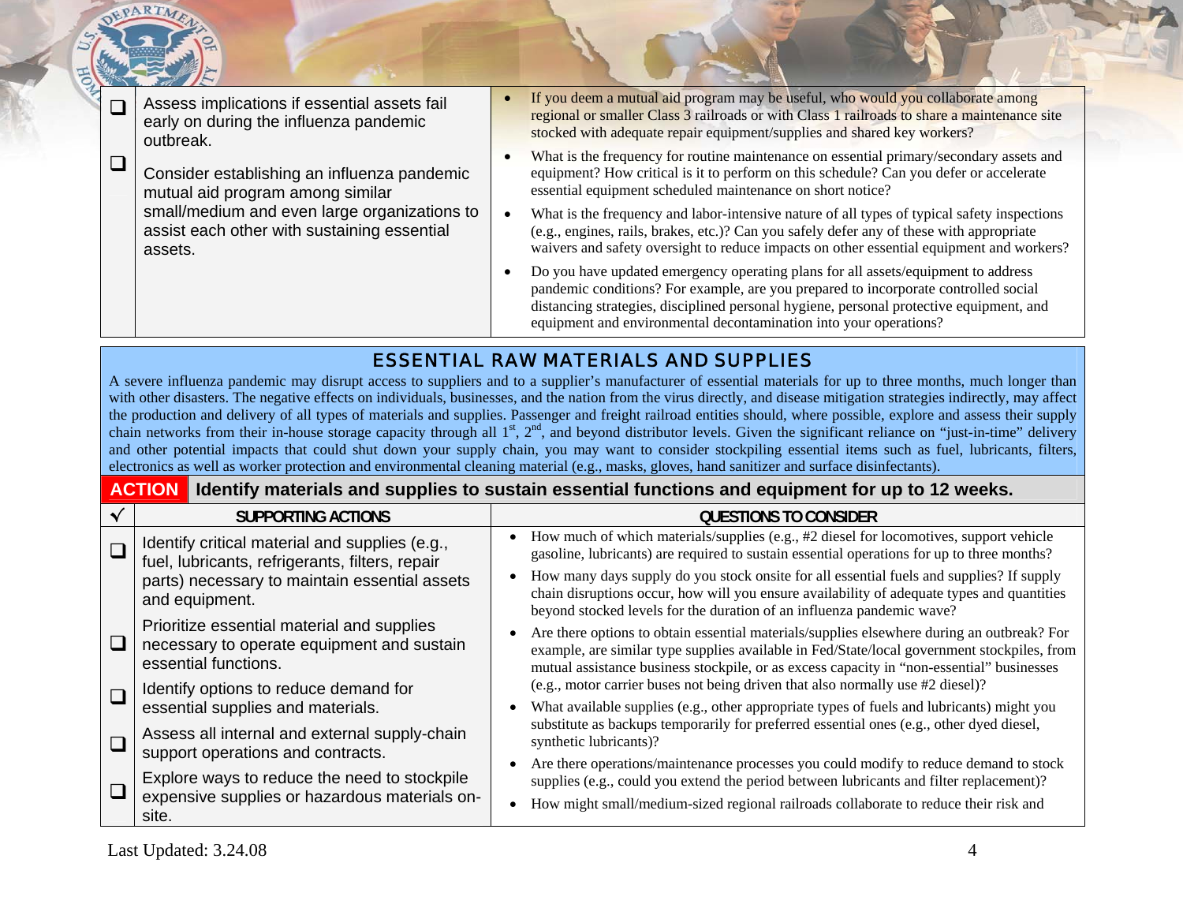| | | |
|---|---|---|
| ❑ | Assess implications if essential assets fail early on during the influenza pandemic outbreak. | • If you deem a mutual aid program may be useful, who would you collaborate among regional or smaller Class 3 railroads or with Class 1 railroads to share a maintenance site stocked with adequate repair equipment/supplies and shared key workers? |
| ❑ | Consider establishing an influenza pandemic mutual aid program among similar small/medium and even large organizations to assist each other with sustaining essential assets. | • What is the frequency for routine maintenance on essential primary/secondary assets and equipment? How critical is it to perform on this schedule? Can you defer or accelerate essential equipment scheduled maintenance on short notice?<br>• What is the frequency and labor-intensive nature of all types of typical safety inspections (e.g., engines, rails, brakes, etc.)? Can you safely defer any of these with appropriate waivers and safety oversight to reduce impacts on other essential equipment and workers?<br>• Do you have updated emergency operating plans for all assets/equipment to address pandemic conditions? For example, are you prepared to incorporate controlled social distancing strategies, disciplined personal hygiene, personal protective equipment, and equipment and environmental decontamination into your operations? |

## ESSENTIAL RAW MATERIALS AND SUPPLIES

A severe influenza pandemic may disrupt access to suppliers and to a supplier's manufacturer of essential materials for up to three months, much longer than with other disasters. The negative effects on individuals, businesses, and the nation from the virus directly, and disease mitigation strategies indirectly, may affect the production and delivery of all types of materials and supplies. Passenger and freight railroad entities should, where possible, explore and assess their supply chain networks from their in-house storage capacity through all 1st, 2nd, and beyond distributor levels. Given the significant reliance on "just-in-time" delivery and other potential impacts that could shut down your supply chain, you may want to consider stockpiling essential items such as fuel, lubricants, filters, electronics as well as worker protection and environmental cleaning material (e.g., masks, gloves, hand sanitizer and surface disinfectants).

**ACTION** **Identify materials and supplies to sustain essential functions and equipment for up to 12 weeks.**

| √ | SUPPORTING ACTIONS | QUESTIONS TO CONSIDER |
|---|---|---|
| ❑ | Identify critical material and supplies (e.g., fuel, lubricants, refrigerants, filters, repair parts) necessary to maintain essential assets and equipment. | • How much of which materials/supplies (e.g., #2 diesel for locomotives, support vehicle gasoline, lubricants) are required to sustain essential operations for up to three months?<br>• How many days supply do you stock onsite for all essential fuels and supplies? If supply chain disruptions occur, how will you ensure availability of adequate types and quantities beyond stocked levels for the duration of an influenza pandemic wave? |
| ❑ | Prioritize essential material and supplies necessary to operate equipment and sustain essential functions. | • Are there options to obtain essential materials/supplies elsewhere during an outbreak? For example, are similar type supplies available in Fed/State/local government stockpiles, from mutual assistance business stockpile, or as excess capacity in "non-essential" businesses (e.g., motor carrier buses not being driven that also normally use #2 diesel)? |
| ❑ | Identify options to reduce demand for essential supplies and materials. | • What available supplies (e.g., other appropriate types of fuels and lubricants) might you substitute as backups temporarily for preferred essential ones (e.g., other dyed diesel, synthetic lubricants)? |
| ❑ | Assess all internal and external supply-chain support operations and contracts. | • Are there operations/maintenance processes you could modify to reduce demand to stock supplies (e.g., could you extend the period between lubricants and filter replacement)? |
| ❑ | Explore ways to reduce the need to stockpile expensive supplies or hazardous materials on-site. | • How might small/medium-sized regional railroads collaborate to reduce their risk and |

Last Updated: 3.24.08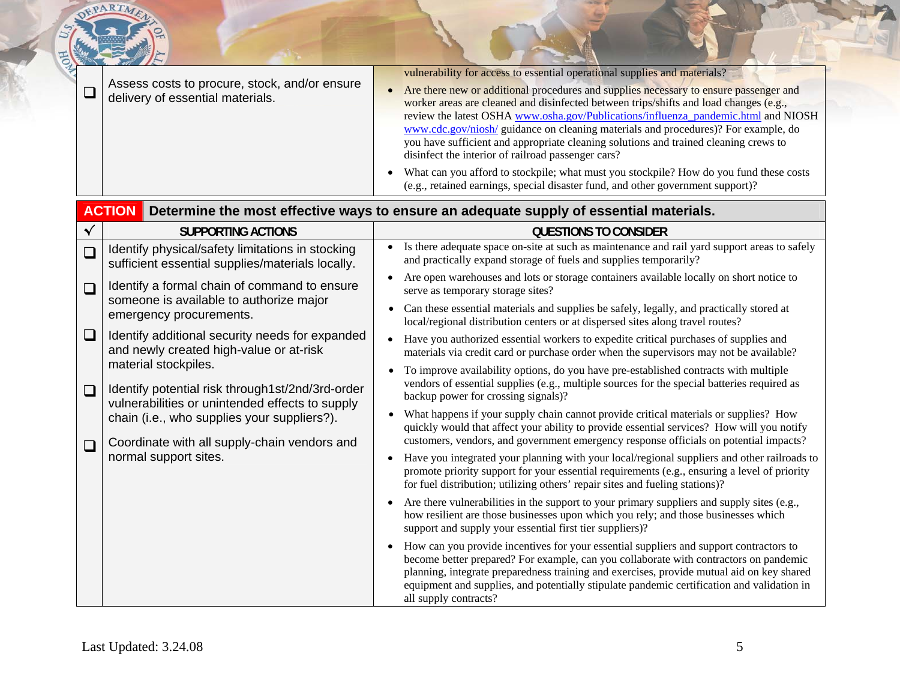| ☐ | Assess costs to procure, stock, and/or ensure delivery of essential materials. | vulnerability for access to essential operational supplies and materials?<br>• Are there new or additional procedures and supplies necessary to ensure passenger and worker areas are cleaned and disinfected between trips/shifts and load changes (e.g., review the latest OSHA www.osha.gov/Publications/influenza_pandemic.html and NIOSH www.cdc.gov/niosh/ guidance on cleaning materials and procedures)? For example, do you have sufficient and appropriate cleaning solutions and trained cleaning crews to disinfect the interior of railroad passenger cars?<br>• What can you afford to stockpile; what must you stockpile? How do you fund these costs (e.g., retained earnings, special disaster fund, and other government support)? |
|---|---|---|

**ACTION** Determine the most effective ways to ensure an adequate supply of essential materials.

| √ | SUPPORTING ACTIONS | QUESTIONS TO CONSIDER |
|---|---|---|
| ☐ | Identify physical/safety limitations in stocking sufficient essential supplies/materials locally. | • Is there adequate space on-site at such as maintenance and rail yard support areas to safely and practically expand storage of fuels and supplies temporarily?<br>• Are open warehouses and lots or storage containers available locally on short notice to serve as temporary storage sites?<br>• Can these essential materials and supplies be safely, legally, and practically stored at local/regional distribution centers or at dispersed sites along travel routes? |
| ☐ | Identify a formal chain of command to ensure someone is available to authorize major emergency procurements. | • Have you authorized essential workers to expedite critical purchases of supplies and materials via credit card or purchase order when the supervisors may not be available? |
| ☐ | Identify additional security needs for expanded and newly created high-value or at-risk material stockpiles. | • To improve availability options, do you have pre-established contracts with multiple vendors of essential supplies (e.g., multiple sources for the special batteries required as backup power for crossing signals)? |
| ☐ | Identify potential risk through1st/2nd/3rd-order vulnerabilities or unintended effects to supply chain (i.e., who supplies your suppliers?). | • What happens if your supply chain cannot provide critical materials or supplies? How quickly would that affect your ability to provide essential services? How will you notify customers, vendors, and government emergency response officials on potential impacts? |
| ☐ | Coordinate with all supply-chain vendors and normal support sites. | • Have you integrated your planning with your local/regional suppliers and other railroads to promote priority support for your essential requirements (e.g., ensuring a level of priority for fuel distribution; utilizing others' repair sites and fueling stations)?<br>• Are there vulnerabilities in the support to your primary suppliers and supply sites (e.g., how resilient are those businesses upon which you rely; and those businesses which support and supply your essential first tier suppliers)?<br>• How can you provide incentives for your essential suppliers and support contractors to become better prepared? For example, can you collaborate with contractors on pandemic planning, integrate preparedness training and exercises, provide mutual aid on key shared equipment and supplies, and potentially stipulate pandemic certification and validation in all supply contracts? |

Last Updated: 3.24.08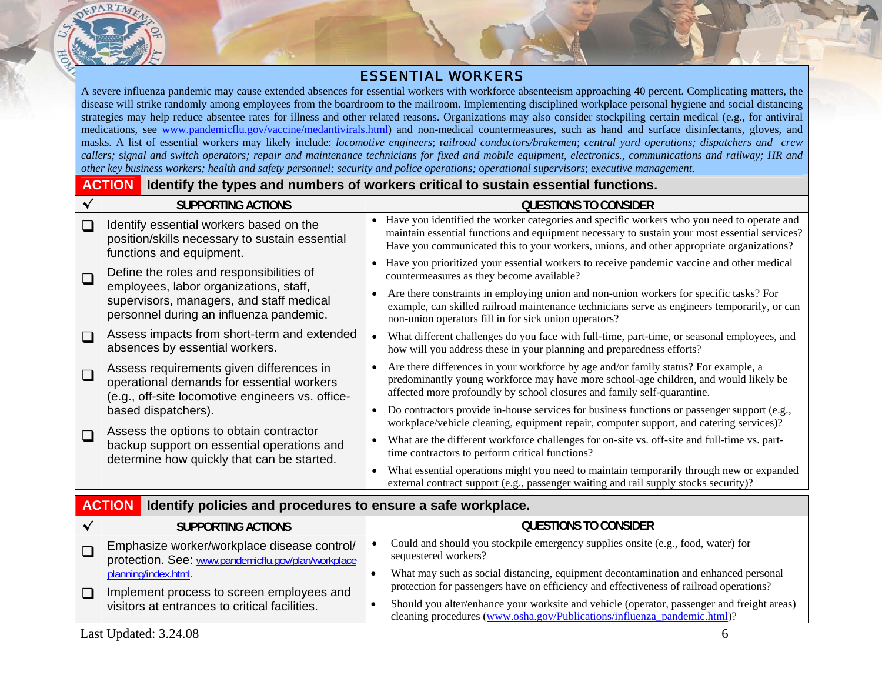## ESSENTIAL WORKERS

A severe influenza pandemic may cause extended absences for essential workers with workforce absenteeism approaching 40 percent. Complicating matters, the disease will strike randomly among employees from the boardroom to the mailroom. Implementing disciplined workplace personal hygiene and social distancing strategies may help reduce absentee rates for illness and other related reasons. Organizations may also consider stockpiling certain medical (e.g., for antiviral medications, see www.pandemicflu.gov/vaccine/medantivirals.html) and non-medical countermeasures, such as hand and surface disinfectants, gloves, and masks. A list of essential workers may likely include: *locomotive engineers*; *railroad conductors/brakemen*; *central yard operations; dispatchers and crew callers; signal and switch operators; repair and maintenance technicians for fixed and mobile equipment, electronics., communications and railway; HR and other key business workers; health and safety personnel; security and police operations;* *operational supervisors*; *executive management.*

### ACTION: Identify the types and numbers of workers critical to sustain essential functions.

| √ | SUPPORTING ACTIONS | QUESTIONS TO CONSIDER |
|---|---|---|
| ❑ | Identify essential workers based on the position/skills necessary to sustain essential functions and equipment. | • Have you identified the worker categories and specific workers who you need to operate and maintain essential functions and equipment necessary to sustain your most essential services? Have you communicated this to your workers, unions, and other appropriate organizations?<br>• Have you prioritized your essential workers to receive pandemic vaccine and other medical countermeasures as they become available? |
| ❑ | Define the roles and responsibilities of employees, labor organizations, staff, supervisors, managers, and staff medical personnel during an influenza pandemic. | • Are there constraints in employing union and non-union workers for specific tasks? For example, can skilled railroad maintenance technicians serve as engineers temporarily, or can non-union operators fill in for sick union operators? |
| ❑ | Assess impacts from short-term and extended absences by essential workers. | • What different challenges do you face with full-time, part-time, or seasonal employees, and how will you address these in your planning and preparedness efforts? |
| ❑ | Assess requirements given differences in operational demands for essential workers (e.g., off-site locomotive engineers vs. office-based dispatchers). | • Are there differences in your workforce by age and/or family status? For example, a predominantly young workforce may have more school-age children, and would likely be affected more profoundly by school closures and family self-quarantine. |
| ❑ | Assess the options to obtain contractor backup support on essential operations and determine how quickly that can be started. | • Do contractors provide in-house services for business functions or passenger support (e.g., workplace/vehicle cleaning, equipment repair, computer support, and catering services)?<br>• What are the different workforce challenges for on-site vs. off-site and full-time vs. part-time contractors to perform critical functions?<br>• What essential operations might you need to maintain temporarily through new or expanded external contract support (e.g., passenger waiting and rail supply stocks security)? |

### ACTION: Identify policies and procedures to ensure a safe workplace.

| √ | SUPPORTING ACTIONS | QUESTIONS TO CONSIDER |
|---|---|---|
| ❑ | Emphasize worker/workplace disease control/ protection. See: www.pandemicflu.gov/plan/workplace planning/index.html. | • Could and should you stockpile emergency supplies onsite (e.g., food, water) for sequestered workers?<br>• What may such as social distancing, equipment decontamination and enhanced personal protection for passengers have on efficiency and effectiveness of railroad operations? |
| ❑ | Implement process to screen employees and visitors at entrances to critical facilities. | • Should you alter/enhance your worksite and vehicle (operator, passenger and freight areas) cleaning procedures (www.osha.gov/Publications/influenza_pandemic.html)? |

Last Updated: 3.24.08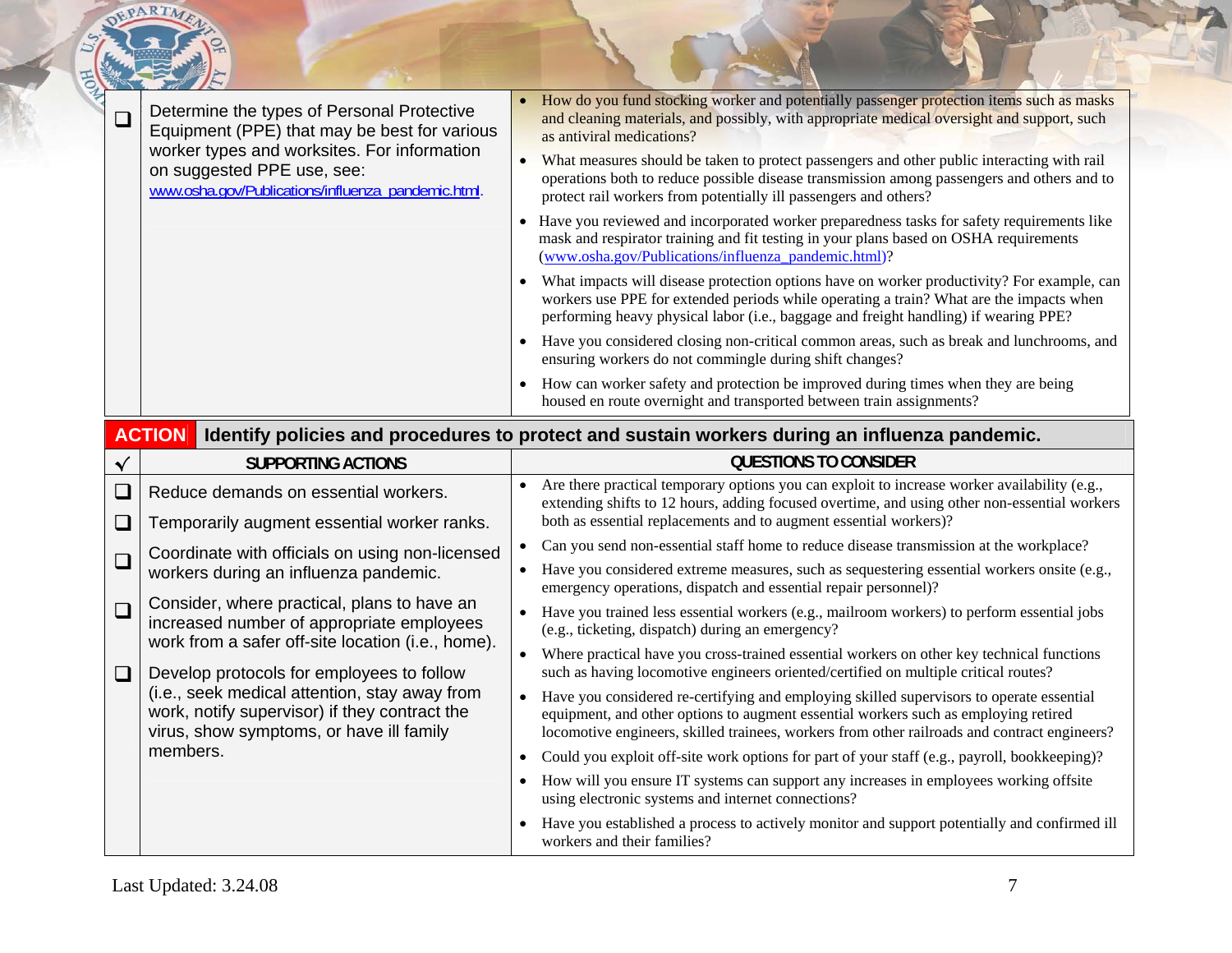| ✓ | SUPPORTING ACTIONS | QUESTIONS TO CONSIDER |
|---|---|---|
| ❑ | Determine the types of Personal Protective Equipment (PPE) that may be best for various worker types and worksites. For information on suggested PPE use, see: www.osha.gov/Publications/influenza_pandemic.html. | • How do you fund stocking worker and potentially passenger protection items such as masks and cleaning materials, and possibly, with appropriate medical oversight and support, such as antiviral medications?<br>• What measures should be taken to protect passengers and other public interacting with rail operations both to reduce possible disease transmission among passengers and others and to protect rail workers from potentially ill passengers and others?<br>• Have you reviewed and incorporated worker preparedness tasks for safety requirements like mask and respirator training and fit testing in your plans based on OSHA requirements (www.osha.gov/Publications/influenza_pandemic.html)?<br>• What impacts will disease protection options have on worker productivity? For example, can workers use PPE for extended periods while operating a train? What are the impacts when performing heavy physical labor (i.e., baggage and freight handling) if wearing PPE?<br>• Have you considered closing non-critical common areas, such as break and lunchrooms, and ensuring workers do not commingle during shift changes?<br>• How can worker safety and protection be improved during times when they are being housed en route overnight and transported between train assignments? |

## ACTION Identify policies and procedures to protect and sustain workers during an influenza pandemic.

| ✓ | SUPPORTING ACTIONS | QUESTIONS TO CONSIDER |
|---|---|---|
| ❑ | Reduce demands on essential workers. | • Are there practical temporary options you can exploit to increase worker availability (e.g., extending shifts to 12 hours, adding focused overtime, and using other non-essential workers both as essential replacements and to augment essential workers)?<br>• Can you send non-essential staff home to reduce disease transmission at the workplace?<br>• Have you considered extreme measures, such as sequestering essential workers onsite (e.g., emergency operations, dispatch and essential repair personnel)?<br>• Have you trained less essential workers (e.g., mailroom workers) to perform essential jobs (e.g., ticketing, dispatch) during an emergency?<br>• Where practical have you cross-trained essential workers on other key technical functions such as having locomotive engineers oriented/certified on multiple critical routes?<br>• Have you considered re-certifying and employing skilled supervisors to operate essential equipment, and other options to augment essential workers such as employing retired locomotive engineers, skilled trainees, workers from other railroads and contract engineers?<br>• Could you exploit off-site work options for part of your staff (e.g., payroll, bookkeeping)?<br>• How will you ensure IT systems can support any increases in employees working offsite using electronic systems and internet connections?<br>• Have you established a process to actively monitor and support potentially and confirmed ill workers and their families? |
| ❑ | Temporarily augment essential worker ranks. | |
| ❑ | Coordinate with officials on using non-licensed workers during an influenza pandemic. | |
| ❑ | Consider, where practical, plans to have an increased number of appropriate employees work from a safer off-site location (i.e., home). | |
| ❑ | Develop protocols for employees to follow (i.e., seek medical attention, stay away from work, notify supervisor) if they contract the virus, show symptoms, or have ill family members. | |

Last Updated: 3.24.08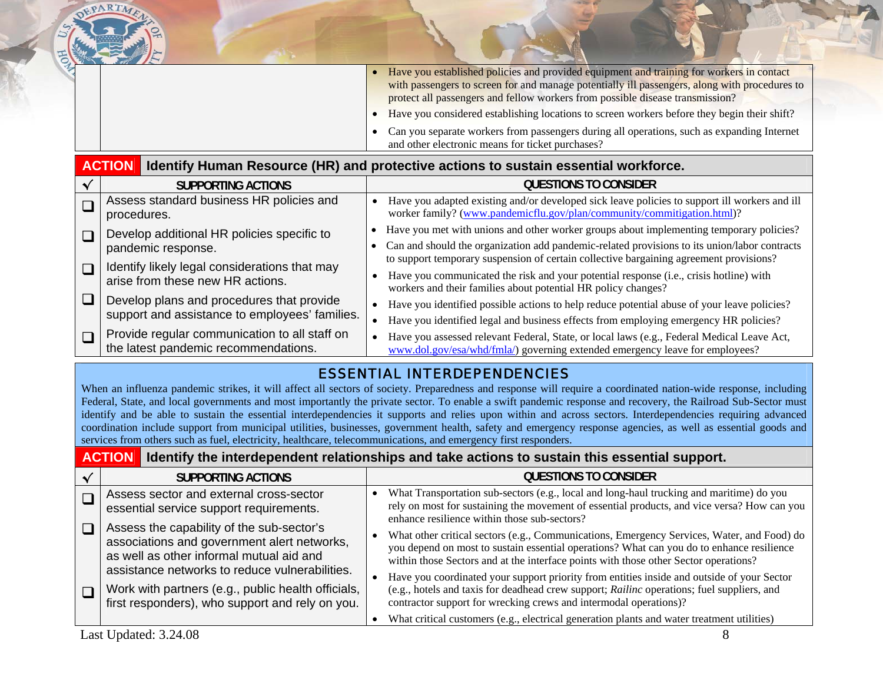| | | |
|---|---|---|
| | | • Have you established policies and provided equipment and training for workers in contact with passengers to screen for and manage potentially ill passengers, along with procedures to protect all passengers and fellow workers from possible disease transmission?<br>• Have you considered establishing locations to screen workers before they begin their shift?<br>• Can you separate workers from passengers during all operations, such as expanding Internet and other electronic means for ticket purchases? |

**ACTION** **Identify Human Resource (HR) and protective actions to sustain essential workforce.**

| √ | SUPPORTING ACTIONS | QUESTIONS TO CONSIDER |
|---|---|---|
| ❑ | Assess standard business HR policies and procedures. | • Have you adapted existing and/or developed sick leave policies to support ill workers and ill worker family? (www.pandemicflu.gov/plan/community/commitigation.html)?<br>• Have you met with unions and other worker groups about implementing temporary policies?<br>• Can and should the organization add pandemic-related provisions to its union/labor contracts to support temporary suspension of certain collective bargaining agreement provisions?<br>• Have you communicated the risk and your potential response (i.e., crisis hotline) with workers and their families about potential HR policy changes?<br>• Have you identified possible actions to help reduce potential abuse of your leave policies?<br>• Have you identified legal and business effects from employing emergency HR policies?<br>• Have you assessed relevant Federal, State, or local laws (e.g., Federal Medical Leave Act, www.dol.gov/esa/whd/fmla/) governing extended emergency leave for employees? |
| ❑ | Develop additional HR policies specific to pandemic response. | |
| ❑ | Identify likely legal considerations that may arise from these new HR actions. | |
| ❑ | Develop plans and procedures that provide support and assistance to employees' families. | |
| ❑ | Provide regular communication to all staff on the latest pandemic recommendations. | |

## ESSENTIAL INTERDEPENDENCIES

When an influenza pandemic strikes, it will affect all sectors of society. Preparedness and response will require a coordinated nation-wide response, including Federal, State, and local governments and most importantly the private sector. To enable a swift pandemic response and recovery, the Railroad Sub-Sector must identify and be able to sustain the essential interdependencies it supports and relies upon within and across sectors. Interdependencies requiring advanced coordination include support from municipal utilities, businesses, government health, safety and emergency response agencies, as well as essential goods and services from others such as fuel, electricity, healthcare, telecommunications, and emergency first responders.

**ACTION** **Identify the interdependent relationships and take actions to sustain this essential support.**

| √ | SUPPORTING ACTIONS | QUESTIONS TO CONSIDER |
|---|---|---|
| ❑ | Assess sector and external cross-sector essential service support requirements. | • What Transportation sub-sectors (e.g., local and long-haul trucking and maritime) do you rely on most for sustaining the movement of essential products, and vice versa? How can you enhance resilience within those sub-sectors?<br>• What other critical sectors (e.g., Communications, Emergency Services, Water, and Food) do you depend on most to sustain essential operations? What can you do to enhance resilience within those Sectors and at the interface points with those other Sector operations?<br>• Have you coordinated your support priority from entities inside and outside of your Sector (e.g., hotels and taxis for deadhead crew support; *Railinc* operations; fuel suppliers, and contractor support for wrecking crews and intermodal operations)?<br>• What critical customers (e.g., electrical generation plants and water treatment utilities) |
| ❑ | Assess the capability of the sub-sector's associations and government alert networks, as well as other informal mutual aid and assistance networks to reduce vulnerabilities. | |
| ❑ | Work with partners (e.g., public health officials, first responders), who support and rely on you. | |

Last Updated: 3.24.08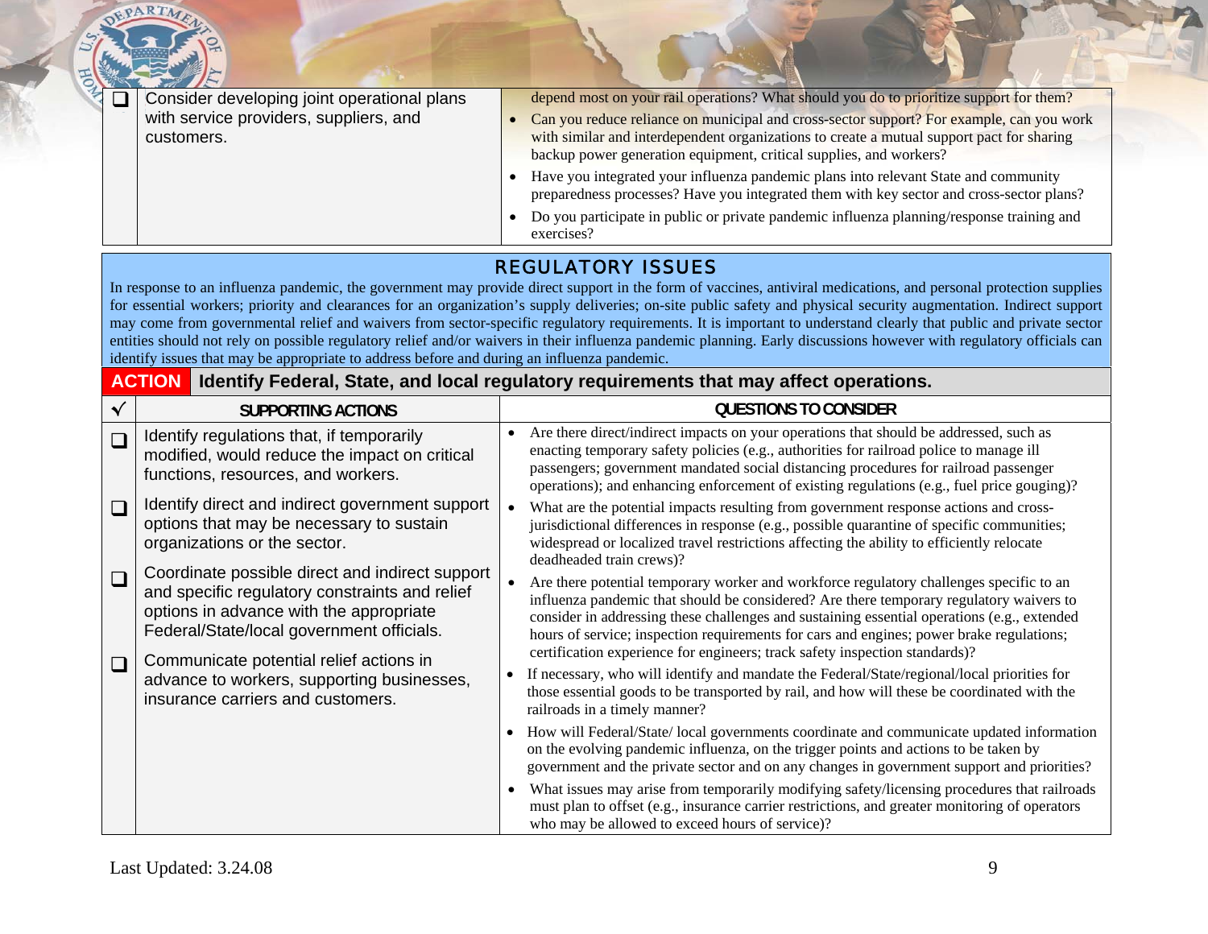| ❑ | Consider developing joint operational plans with service providers, suppliers, and customers. | depend most on your rail operations? What should you do to prioritize support for them?<br>• Can you reduce reliance on municipal and cross-sector support? For example, can you work with similar and interdependent organizations to create a mutual support pact for sharing backup power generation equipment, critical supplies, and workers?<br>• Have you integrated your influenza pandemic plans into relevant State and community preparedness processes? Have you integrated them with key sector and cross-sector plans?<br>• Do you participate in public or private pandemic influenza planning/response training and exercises? |
|---|---|---|

## REGULATORY ISSUES

In response to an influenza pandemic, the government may provide direct support in the form of vaccines, antiviral medications, and personal protection supplies for essential workers; priority and clearances for an organization's supply deliveries; on-site public safety and physical security augmentation. Indirect support may come from governmental relief and waivers from sector-specific regulatory requirements. It is important to understand clearly that public and private sector entities should not rely on possible regulatory relief and/or waivers in their influenza pandemic planning. Early discussions however with regulatory officials can identify issues that may be appropriate to address before and during an influenza pandemic.

**ACTION** **Identify Federal, State, and local regulatory requirements that may affect operations.**

| √ | SUPPORTING ACTIONS | QUESTIONS TO CONSIDER |
|---|---|---|
| ❑ | Identify regulations that, if temporarily modified, would reduce the impact on critical functions, resources, and workers. | • Are there direct/indirect impacts on your operations that should be addressed, such as enacting temporary safety policies (e.g., authorities for railroad police to manage ill passengers; government mandated social distancing procedures for railroad passenger operations); and enhancing enforcement of existing regulations (e.g., fuel price gouging)? |
| ❑ | Identify direct and indirect government support options that may be necessary to sustain organizations or the sector. | • What are the potential impacts resulting from government response actions and cross-jurisdictional differences in response (e.g., possible quarantine of specific communities; widespread or localized travel restrictions affecting the ability to efficiently relocate deadheaded train crews)? |
| ❑ | Coordinate possible direct and indirect support and specific regulatory constraints and relief options in advance with the appropriate Federal/State/local government officials. | • Are there potential temporary worker and workforce regulatory challenges specific to an influenza pandemic that should be considered? Are there temporary regulatory waivers to consider in addressing these challenges and sustaining essential operations (e.g., extended hours of service; inspection requirements for cars and engines; power brake regulations; certification experience for engineers; track safety inspection standards)? |
| ❑ | Communicate potential relief actions in advance to workers, supporting businesses, insurance carriers and customers. | • If necessary, who will identify and mandate the Federal/State/regional/local priorities for those essential goods to be transported by rail, and how will these be coordinated with the railroads in a timely manner?<br>• How will Federal/State/ local governments coordinate and communicate updated information on the evolving pandemic influenza, on the trigger points and actions to be taken by government and the private sector and on any changes in government support and priorities?<br>• What issues may arise from temporarily modifying safety/licensing procedures that railroads must plan to offset (e.g., insurance carrier restrictions, and greater monitoring of operators who may be allowed to exceed hours of service)? |

Last Updated: 3.24.08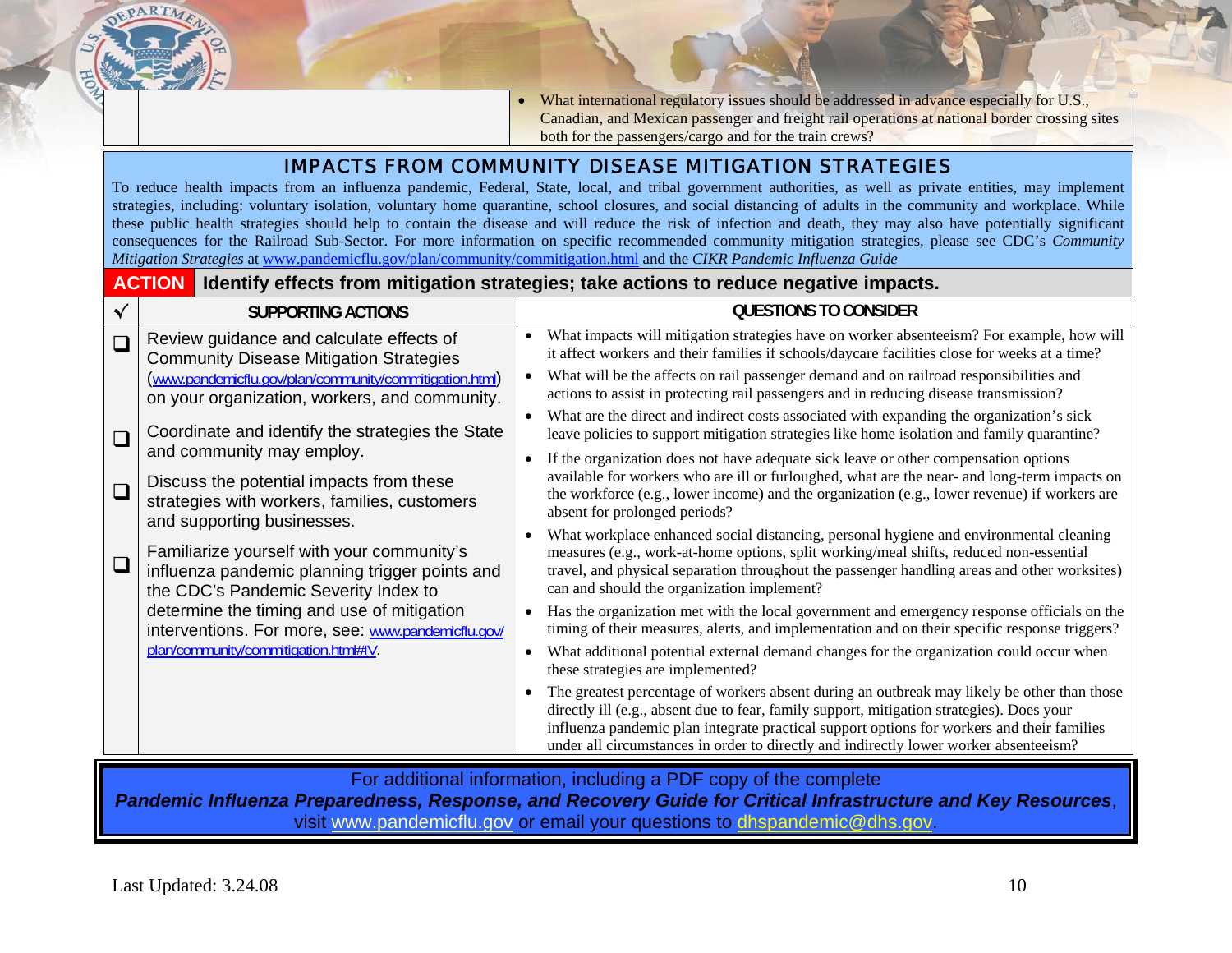| | | |
|---|---|---|
| | | • What international regulatory issues should be addressed in advance especially for U.S., Canadian, and Mexican passenger and freight rail operations at national border crossing sites both for the passengers/cargo and for the train crews? |

## IMPACTS FROM COMMUNITY DISEASE MITIGATION STRATEGIES

To reduce health impacts from an influenza pandemic, Federal, State, local, and tribal government authorities, as well as private entities, may implement strategies, including: voluntary isolation, voluntary home quarantine, school closures, and social distancing of adults in the community and workplace. While these public health strategies should help to contain the disease and will reduce the risk of infection and death, they may also have potentially significant consequences for the Railroad Sub-Sector. For more information on specific recommended community mitigation strategies, please see CDC's *Community Mitigation Strategies* at www.pandemicflu.gov/plan/community/commitigation.html and the *CIKR Pandemic Influenza Guide*

**ACTION Identify effects from mitigation strategies; take actions to reduce negative impacts.**

| √ | SUPPORTING ACTIONS | QUESTIONS TO CONSIDER |
|---|---|---|
| ❑<br>❑<br>❑<br>❑ | Review guidance and calculate effects of Community Disease Mitigation Strategies (www.pandemicflu.gov/plan/community/commitigation.html) on your organization, workers, and community.<br><br>Coordinate and identify the strategies the State and community may employ.<br><br>Discuss the potential impacts from these strategies with workers, families, customers and supporting businesses.<br><br>Familiarize yourself with your community's influenza pandemic planning trigger points and the CDC's Pandemic Severity Index to determine the timing and use of mitigation interventions. For more, see: www.pandemicflu.gov/plan/community/commitigation.html#IV. | • What impacts will mitigation strategies have on worker absenteeism? For example, how will it affect workers and their families if schools/daycare facilities close for weeks at a time?<br>• What will be the affects on rail passenger demand and on railroad responsibilities and actions to assist in protecting rail passengers and in reducing disease transmission?<br>• What are the direct and indirect costs associated with expanding the organization's sick leave policies to support mitigation strategies like home isolation and family quarantine?<br>• If the organization does not have adequate sick leave or other compensation options available for workers who are ill or furloughed, what are the near- and long-term impacts on the workforce (e.g., lower income) and the organization (e.g., lower revenue) if workers are absent for prolonged periods?<br>• What workplace enhanced social distancing, personal hygiene and environmental cleaning measures (e.g., work-at-home options, split working/meal shifts, reduced non-essential travel, and physical separation throughout the passenger handling areas and other worksites) can and should the organization implement?<br>• Has the organization met with the local government and emergency response officials on the timing of their measures, alerts, and implementation and on their specific response triggers?<br>• What additional potential external demand changes for the organization could occur when these strategies are implemented?<br>• The greatest percentage of workers absent during an outbreak may likely be other than those directly ill (e.g., absent due to fear, family support, mitigation strategies). Does your influenza pandemic plan integrate practical support options for workers and their families under all circumstances in order to directly and indirectly lower worker absenteeism? |

For additional information, including a PDF copy of the complete ***Pandemic Influenza Preparedness, Response, and Recovery Guide for Critical Infrastructure and Key Resources***, visit www.pandemicflu.gov or email your questions to dhspandemic@dhs.gov.

Last Updated: 3.24.08